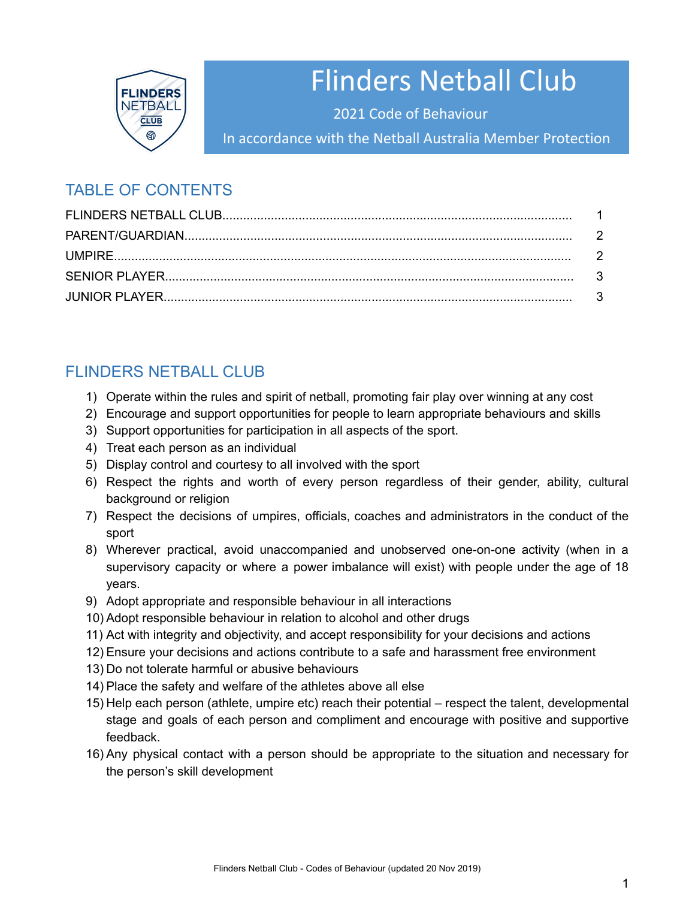# Flinders Netball Club

2021 Code of Behaviour

In accordance with the Netball Australia Member Protection

## TABLE OF CONTENTS

| | |
|---|---|
| FLINDERS NETBALL CLUB | 1 |
| PARENT/GUARDIAN | 2 |
| UMPIRE | 2 |
| SENIOR PLAYER | 3 |
| JUNIOR PLAYER | 3 |

## FLINDERS NETBALL CLUB

1) Operate within the rules and spirit of netball, promoting fair play over winning at any cost
2) Encourage and support opportunities for people to learn appropriate behaviours and skills
3) Support opportunities for participation in all aspects of the sport.
4) Treat each person as an individual
5) Display control and courtesy to all involved with the sport
6) Respect the rights and worth of every person regardless of their gender, ability, cultural background or religion
7) Respect the decisions of umpires, officials, coaches and administrators in the conduct of the sport
8) Wherever practical, avoid unaccompanied and unobserved one-on-one activity (when in a supervisory capacity or where a power imbalance will exist) with people under the age of 18 years.
9) Adopt appropriate and responsible behaviour in all interactions
10) Adopt responsible behaviour in relation to alcohol and other drugs
11) Act with integrity and objectivity, and accept responsibility for your decisions and actions
12) Ensure your decisions and actions contribute to a safe and harassment free environment
13) Do not tolerate harmful or abusive behaviours
14) Place the safety and welfare of the athletes above all else
15) Help each person (athlete, umpire etc) reach their potential – respect the talent, developmental stage and goals of each person and compliment and encourage with positive and supportive feedback.
16) Any physical contact with a person should be appropriate to the situation and necessary for the person's skill development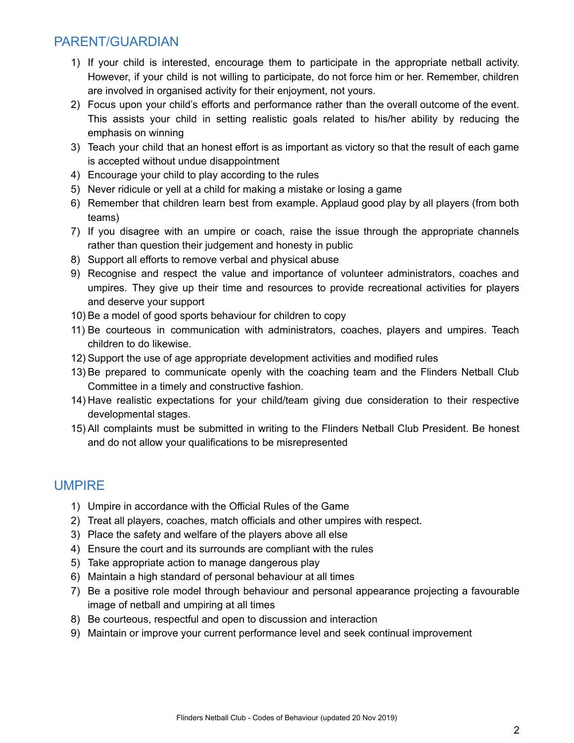## PARENT/GUARDIAN

1) If your child is interested, encourage them to participate in the appropriate netball activity. However, if your child is not willing to participate, do not force him or her. Remember, children are involved in organised activity for their enjoyment, not yours.
2) Focus upon your child's efforts and performance rather than the overall outcome of the event. This assists your child in setting realistic goals related to his/her ability by reducing the emphasis on winning
3) Teach your child that an honest effort is as important as victory so that the result of each game is accepted without undue disappointment
4) Encourage your child to play according to the rules
5) Never ridicule or yell at a child for making a mistake or losing a game
6) Remember that children learn best from example. Applaud good play by all players (from both teams)
7) If you disagree with an umpire or coach, raise the issue through the appropriate channels rather than question their judgement and honesty in public
8) Support all efforts to remove verbal and physical abuse
9) Recognise and respect the value and importance of volunteer administrators, coaches and umpires. They give up their time and resources to provide recreational activities for players and deserve your support
10) Be a model of good sports behaviour for children to copy
11) Be courteous in communication with administrators, coaches, players and umpires. Teach children to do likewise.
12) Support the use of age appropriate development activities and modified rules
13) Be prepared to communicate openly with the coaching team and the Flinders Netball Club Committee in a timely and constructive fashion.
14) Have realistic expectations for your child/team giving due consideration to their respective developmental stages.
15) All complaints must be submitted in writing to the Flinders Netball Club President. Be honest and do not allow your qualifications to be misrepresented

## UMPIRE

1) Umpire in accordance with the Official Rules of the Game
2) Treat all players, coaches, match officials and other umpires with respect.
3) Place the safety and welfare of the players above all else
4) Ensure the court and its surrounds are compliant with the rules
5) Take appropriate action to manage dangerous play
6) Maintain a high standard of personal behaviour at all times
7) Be a positive role model through behaviour and personal appearance projecting a favourable image of netball and umpiring at all times
8) Be courteous, respectful and open to discussion and interaction
9) Maintain or improve your current performance level and seek continual improvement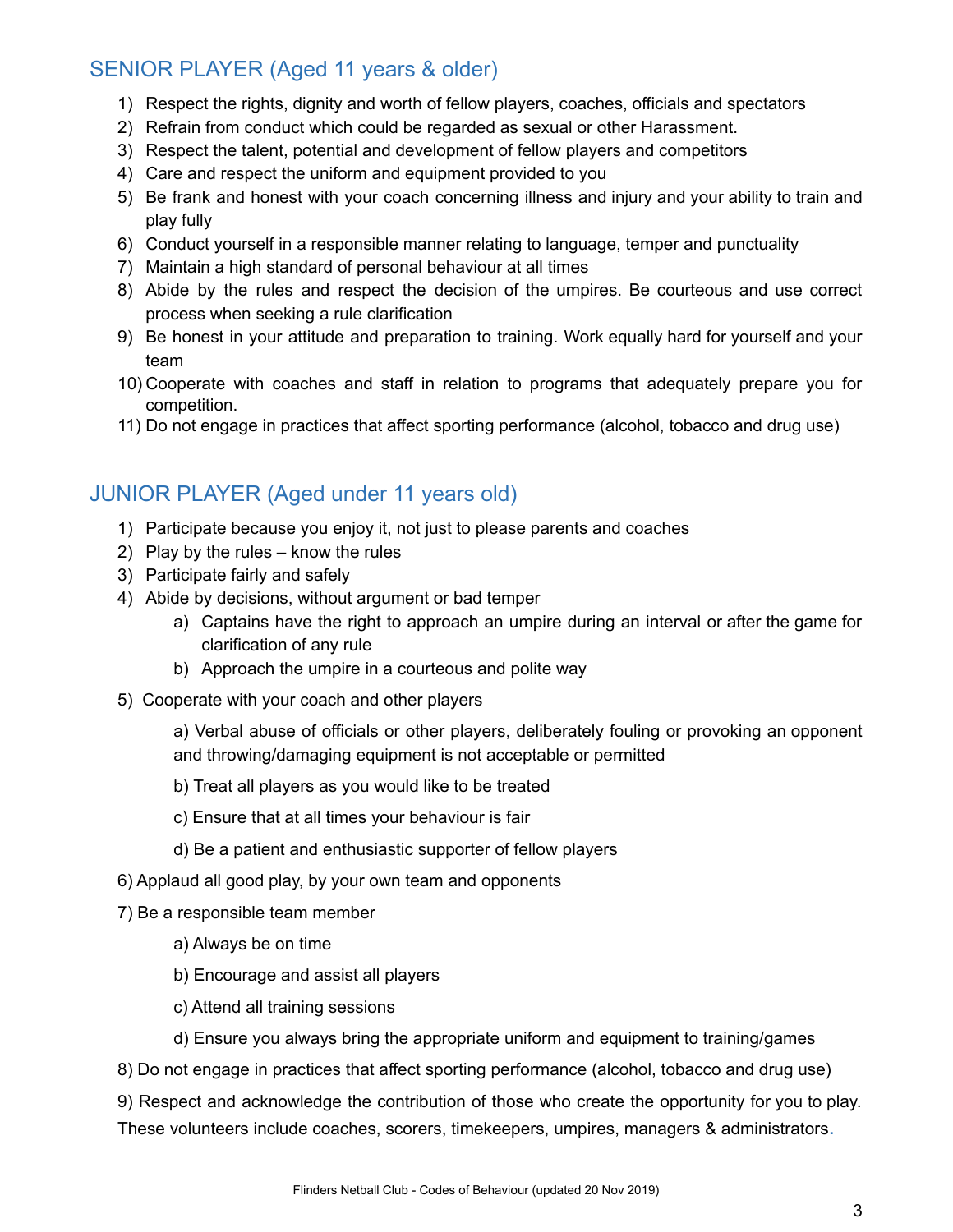## SENIOR PLAYER (Aged 11 years & older)

1) Respect the rights, dignity and worth of fellow players, coaches, officials and spectators
2) Refrain from conduct which could be regarded as sexual or other Harassment.
3) Respect the talent, potential and development of fellow players and competitors
4) Care and respect the uniform and equipment provided to you
5) Be frank and honest with your coach concerning illness and injury and your ability to train and play fully
6) Conduct yourself in a responsible manner relating to language, temper and punctuality
7) Maintain a high standard of personal behaviour at all times
8) Abide by the rules and respect the decision of the umpires. Be courteous and use correct process when seeking a rule clarification
9) Be honest in your attitude and preparation to training. Work equally hard for yourself and your team
10) Cooperate with coaches and staff in relation to programs that adequately prepare you for competition.
11) Do not engage in practices that affect sporting performance (alcohol, tobacco and drug use)

## JUNIOR PLAYER (Aged under 11 years old)

1) Participate because you enjoy it, not just to please parents and coaches
2) Play by the rules – know the rules
3) Participate fairly and safely
4) Abide by decisions, without argument or bad temper
    a) Captains have the right to approach an umpire during an interval or after the game for clarification of any rule
    b) Approach the umpire in a courteous and polite way
5) Cooperate with your coach and other players
    a) Verbal abuse of officials or other players, deliberately fouling or provoking an opponent and throwing/damaging equipment is not acceptable or permitted
    b) Treat all players as you would like to be treated
    c) Ensure that at all times your behaviour is fair
    d) Be a patient and enthusiastic supporter of fellow players
6) Applaud all good play, by your own team and opponents
7) Be a responsible team member
    a) Always be on time
    b) Encourage and assist all players
    c) Attend all training sessions
    d) Ensure you always bring the appropriate uniform and equipment to training/games
8) Do not engage in practices that affect sporting performance (alcohol, tobacco and drug use)
9) Respect and acknowledge the contribution of those who create the opportunity for you to play. These volunteers include coaches, scorers, timekeepers, umpires, managers & administrators.